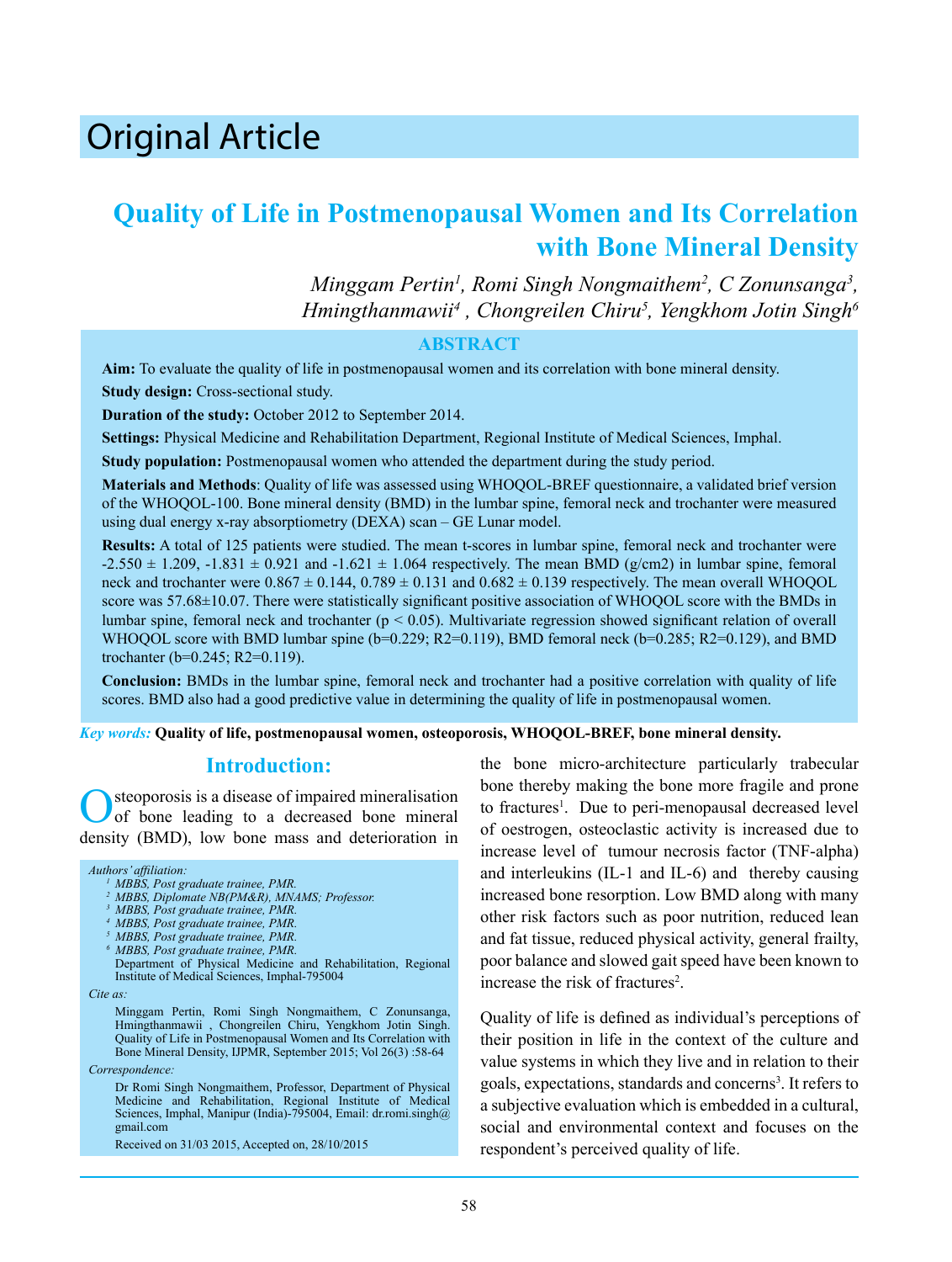# Original Article

## Quality of Life in Postmenopausal Women and Its Correlation with Bone Mineral Density

*Minggam Pertin[1], Romi Singh Nongmaithem[2], C Zonunsanga[3], Hmingthanmawii[4], Chongreilen Chiru[5], Yengkhom Jotin Singh[6]*

### ABSTRACT

**Aim:** To evaluate the quality of life in postmenopausal women and its correlation with bone mineral density.

**Study design:** Cross-sectional study.

**Duration of the study:** October 2012 to September 2014.

**Settings:** Physical Medicine and Rehabilitation Department, Regional Institute of Medical Sciences, Imphal.

**Study population:** Postmenopausal women who attended the department during the study period.

**Materials and Methods**: Quality of life was assessed using WHOQOL-BREF questionnaire, a validated brief version of the WHOQOL-100. Bone mineral density (BMD) in the lumbar spine, femoral neck and trochanter were measured using dual energy x-ray absorptiometry (DEXA) scan – GE Lunar model.

**Results:** A total of 125 patients were studied. The mean t-scores in lumbar spine, femoral neck and trochanter were $-2.550 \pm 1.209$, $-1.831 \pm 0.921$ and $-1.621 \pm 1.064$ respectively. The mean BMD (g/cm2) in lumbar spine, femoral neck and trochanter were $0.867 \pm 0.144$, $0.789 \pm 0.131$ and $0.682 \pm 0.139$ respectively. The mean overall WHOQOL score was $57.68 \pm 10.07$. There were statistically significant positive association of WHOQOL score with the BMDs in lumbar spine, femoral neck and trochanter ($p < 0.05$). Multivariate regression showed significant relation of overall WHOQOL score with BMD lumbar spine (b=0.229; R2=0.119), BMD femoral neck (b=0.285; R2=0.129), and BMD trochanter (b=0.245; R2=0.119).

**Conclusion:** BMDs in the lumbar spine, femoral neck and trochanter had a positive correlation with quality of life scores. BMD also had a good predictive value in determining the quality of life in postmenopausal women.

***Key words:*** **Quality of life, postmenopausal women, osteoporosis, WHOQOL-BREF, bone mineral density.**

## Introduction:

Osteoporosis is a disease of impaired mineralisation of bone leading to a decreased bone mineral density (BMD), low bone mass and deterioration in the bone micro-architecture particularly trabecular bone thereby making the bone more fragile and prone to fractures[1]. Due to peri-menopausal decreased level of oestrogen, osteoclastic activity is increased due to increase level of tumour necrosis factor (TNF-alpha) and interleukins (IL-1 and IL-6) and thereby causing increased bone resorption. Low BMD along with many other risk factors such as poor nutrition, reduced lean and fat tissue, reduced physical activity, general frailty, poor balance and slowed gait speed have been known to increase the risk of fractures[2].

Quality of life is defined as individual's perceptions of their position in life in the context of the culture and value systems in which they live and in relation to their goals, expectations, standards and concerns[3]. It refers to a subjective evaluation which is embedded in a cultural, social and environmental context and focuses on the respondent's perceived quality of life.

*Authors' affiliation:*

[1] MBBS, Post graduate trainee, PMR.
[2] MBBS, Diplomate NB(PM&R), MNAMS; Professor.
[3] MBBS, Post graduate trainee, PMR.
[4] MBBS, Post graduate trainee, PMR.
[5] MBBS, Post graduate trainee, PMR.
[6] MBBS, Post graduate trainee, PMR.
Department of Physical Medicine and Rehabilitation, Regional Institute of Medical Sciences, Imphal-795004

*Cite as:*

Minggam Pertin, Romi Singh Nongmaithem, C Zonunsanga, Hmingthanmawii , Chongreilen Chiru, Yengkhom Jotin Singh. Quality of Life in Postmenopausal Women and Its Correlation with Bone Mineral Density, IJPMR, September 2015; Vol 26(3) :58-64

*Correspondence:*

Dr Romi Singh Nongmaithem, Professor, Department of Physical Medicine and Rehabilitation, Regional Institute of Medical Sciences, Imphal, Manipur (India)-795004, Email: dr.romi.singh@gmail.com

Received on 31/03 2015, Accepted on, 28/10/2015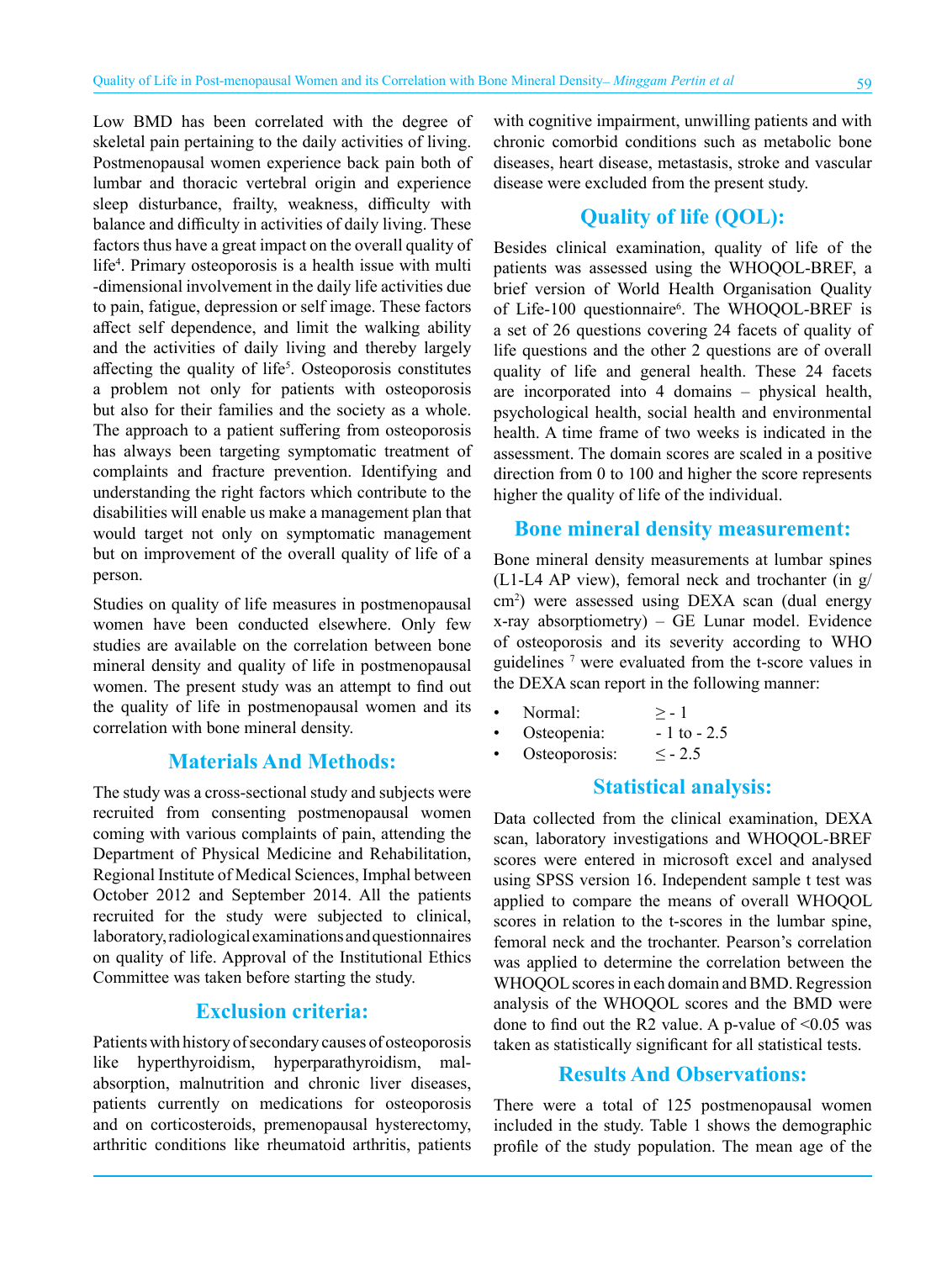Low BMD has been correlated with the degree of skeletal pain pertaining to the daily activities of living. Postmenopausal women experience back pain both of lumbar and thoracic vertebral origin and experience sleep disturbance, frailty, weakness, difficulty with balance and difficulty in activities of daily living. These factors thus have a great impact on the overall quality of life[4]. Primary osteoporosis is a health issue with multi -dimensional involvement in the daily life activities due to pain, fatigue, depression or self image. These factors affect self dependence, and limit the walking ability and the activities of daily living and thereby largely affecting the quality of life[5]. Osteoporosis constitutes a problem not only for patients with osteoporosis but also for their families and the society as a whole. The approach to a patient suffering from osteoporosis has always been targeting symptomatic treatment of complaints and fracture prevention. Identifying and understanding the right factors which contribute to the disabilities will enable us make a management plan that would target not only on symptomatic management but on improvement of the overall quality of life of a person.

Studies on quality of life measures in postmenopausal women have been conducted elsewhere. Only few studies are available on the correlation between bone mineral density and quality of life in postmenopausal women. The present study was an attempt to find out the quality of life in postmenopausal women and its correlation with bone mineral density.

## Materials And Methods:

The study was a cross-sectional study and subjects were recruited from consenting postmenopausal women coming with various complaints of pain, attending the Department of Physical Medicine and Rehabilitation, Regional Institute of Medical Sciences, Imphal between October 2012 and September 2014. All the patients recruited for the study were subjected to clinical, laboratory, radiological examinations and questionnaires on quality of life. Approval of the Institutional Ethics Committee was taken before starting the study.

## Exclusion criteria:

Patients with history of secondary causes of osteoporosis like hyperthyroidism, hyperparathyroidism, mal-absorption, malnutrition and chronic liver diseases, patients currently on medications for osteoporosis and on corticosteroids, premenopausal hysterectomy, arthritic conditions like rheumatoid arthritis, patients with cognitive impairment, unwilling patients and with chronic comorbid conditions such as metabolic bone diseases, heart disease, metastasis, stroke and vascular disease were excluded from the present study.

## Quality of life (QOL):

Besides clinical examination, quality of life of the patients was assessed using the WHOQOL-BREF, a brief version of World Health Organisation Quality of Life-100 questionnaire[6]. The WHOQOL-BREF is a set of 26 questions covering 24 facets of quality of life questions and the other 2 questions are of overall quality of life and general health. These 24 facets are incorporated into 4 domains – physical health, psychological health, social health and environmental health. A time frame of two weeks is indicated in the assessment. The domain scores are scaled in a positive direction from 0 to 100 and higher the score represents higher the quality of life of the individual.

## Bone mineral density measurement:

Bone mineral density measurements at lumbar spines (L1-L4 AP view), femoral neck and trochanter (in $g/cm^2$) were assessed using DEXA scan (dual energy x-ray absorptiometry) – GE Lunar model. Evidence of osteoporosis and its severity according to WHO guidelines [7] were evaluated from the t-score values in the DEXA scan report in the following manner:

- Normal: $\geq -1$
- Osteopenia: $-1$ to $-2.5$
- Osteoporosis: $\leq -2.5$

## Statistical analysis:

Data collected from the clinical examination, DEXA scan, laboratory investigations and WHOQOL-BREF scores were entered in microsoft excel and analysed using SPSS version 16. Independent sample t test was applied to compare the means of overall WHOQOL scores in relation to the t-scores in the lumbar spine, femoral neck and the trochanter. Pearson's correlation was applied to determine the correlation between the WHOQOL scores in each domain and BMD. Regression analysis of the WHOQOL scores and the BMD were done to find out the R2 value. A p-value of <0.05 was taken as statistically significant for all statistical tests.

## Results And Observations:

There were a total of 125 postmenopausal women included in the study. Table 1 shows the demographic profile of the study population. The mean age of the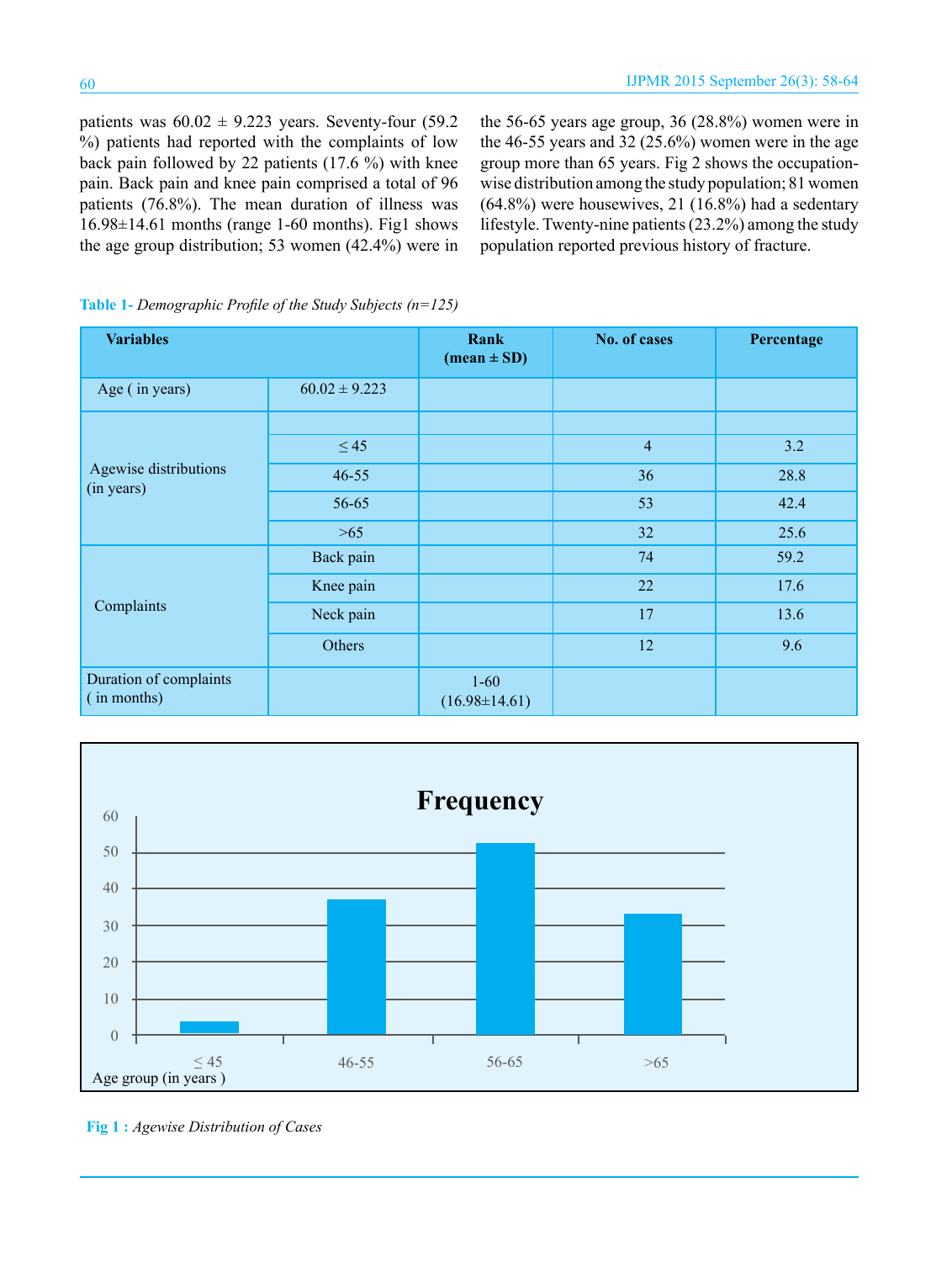patients was 60.02 ± 9.223 years. Seventy-four (59.2 %) patients had reported with the complaints of low back pain followed by 22 patients (17.6 %) with knee pain. Back pain and knee pain comprised a total of 96 patients (76.8%). The mean duration of illness was 16.98±14.61 months (range 1-60 months). Fig1 shows the age group distribution; 53 women (42.4%) were in the 56-65 years age group, 36 (28.8%) women were in the 46-55 years and 32 (25.6%) women were in the age group more than 65 years. Fig 2 shows the occupation-wise distribution among the study population; 81 women (64.8%) were housewives, 21 (16.8%) had a sedentary lifestyle. Twenty-nine patients (23.2%) among the study population reported previous history of fracture.

**Table 1-** *Demographic Profile of the Study Subjects (n=125)*

| Variables | | Rank (mean ± SD) | No. of cases | Percentage |
|---|---|---|---|---|
| Age ( in years) | 60.02 ± 9.223 | | | |
| Agewise distributions (in years) | | | | |
| | ≤ 45 | | 4 | 3.2 |
| | 46-55 | | 36 | 28.8 |
| | 56-65 | | 53 | 42.4 |
| | >65 | | 32 | 25.6 |
| Complaints | Back pain | | 74 | 59.2 |
| | Knee pain | | 22 | 17.6 |
| | Neck pain | | 17 | 13.6 |
| | Others | | 12 | 9.6 |
| Duration of complaints ( in months) | | 1-60 (16.98±14.61) | | |

**Fig 1 :** *Agewise Distribution of Cases*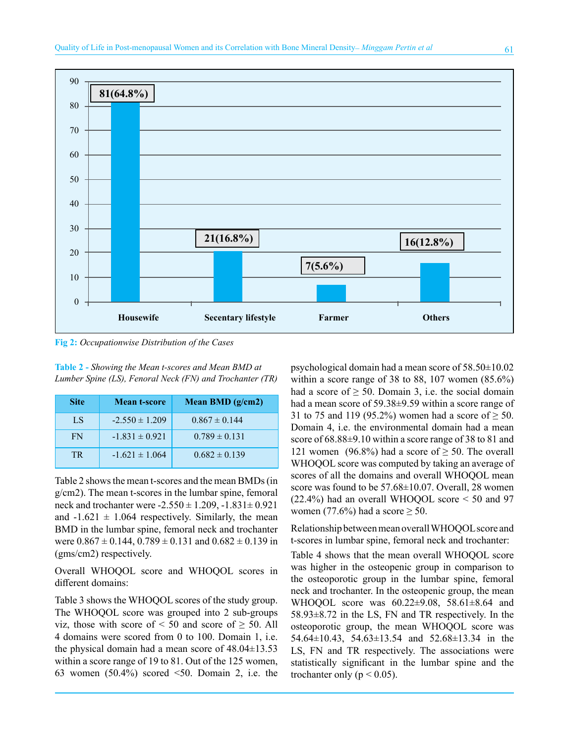Fig 2: *Occupationwise Distribution of the Cases*

**Table 2 -** *Showing the Mean t-scores and Mean BMD at Lumber Spine (LS), Fenoral Neck (FN) and Trochanter (TR)*

| Site | Mean t-score | Mean BMD (g/cm2) |
|---|---|---|
| LS | -2.550 ± 1.209 | 0.867 ± 0.144 |
| FN | -1.831 ± 0.921 | 0.789 ± 0.131 |
| TR | -1.621 ± 1.064 | 0.682 ± 0.139 |

Table 2 shows the mean t-scores and the mean BMDs (in g/cm2). The mean t-scores in the lumbar spine, femoral neck and trochanter were -2.550 ± 1.209, -1.831± 0.921 and -1.621 ± 1.064 respectively. Similarly, the mean BMD in the lumbar spine, femoral neck and trochanter were 0.867 ± 0.144, 0.789 ± 0.131 and 0.682 ± 0.139 in (gms/cm2) respectively.

Overall WHOQOL score and WHOQOL scores in different domains:

Table 3 shows the WHOQOL scores of the study group. The WHOQOL score was grouped into 2 sub-groups viz, those with score of < 50 and score of ≥ 50. All 4 domains were scored from 0 to 100. Domain 1, i.e. the physical domain had a mean score of 48.04±13.53 within a score range of 19 to 81. Out of the 125 women, 63 women (50.4%) scored <50. Domain 2, i.e. the psychological domain had a mean score of 58.50±10.02 within a score range of 38 to 88, 107 women (85.6%) had a score of ≥ 50. Domain 3, i.e. the social domain had a mean score of 59.38±9.59 within a score range of 31 to 75 and 119 (95.2%) women had a score of ≥ 50. Domain 4, i.e. the environmental domain had a mean score of 68.88±9.10 within a score range of 38 to 81 and 121 women (96.8%) had a score of ≥ 50. The overall WHOQOL score was computed by taking an average of scores of all the domains and overall WHOQOL mean score was found to be 57.68±10.07. Overall, 28 women (22.4%) had an overall WHOQOL score < 50 and 97 women (77.6%) had a score ≥ 50.

Relationship between mean overall WHOQOL score and t-scores in lumbar spine, femoral neck and trochanter:

Table 4 shows that the mean overall WHOQOL score was higher in the osteopenic group in comparison to the osteoporotic group in the lumbar spine, femoral neck and trochanter. In the osteopenic group, the mean WHOQOL score was 60.22±9.08, 58.61±8.64 and 58.93±8.72 in the LS, FN and TR respectively. In the osteoporotic group, the mean WHOQOL score was 54.64±10.43, 54.63±13.54 and 52.68±13.34 in the LS, FN and TR respectively. The associations were statistically significant in the lumbar spine and the trochanter only ($p < 0.05$).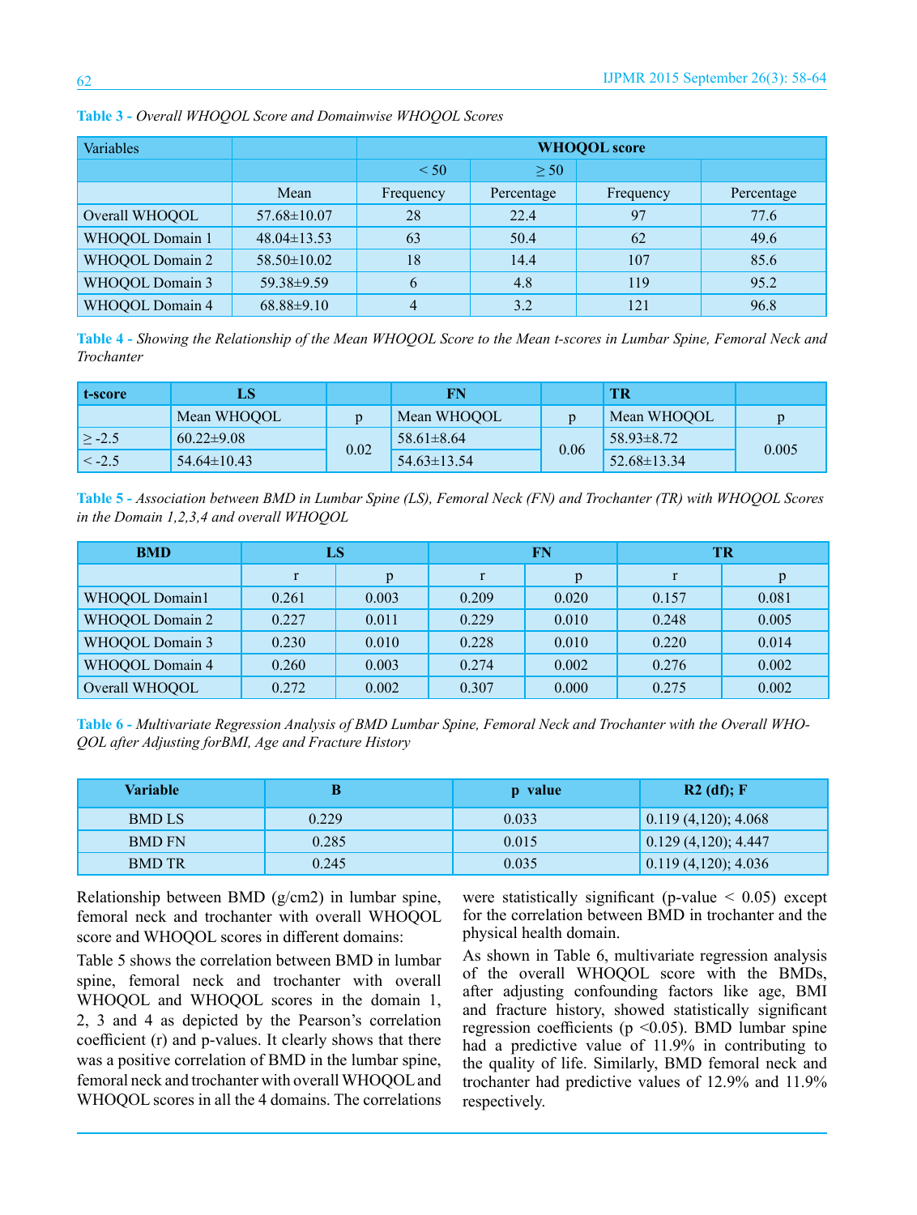**Table 3 -** *Overall WHOQOL Score and Domainwise WHOQOL Scores*

| Variables | | WHOQOL score | | | |
|---|---|---|---|---|---|
| | | < 50 | | ≥ 50 | |
| | Mean | Frequency | Percentage | Frequency | Percentage |
| Overall WHOQOL | 57.68±10.07 | 28 | 22.4 | 97 | 77.6 |
| WHOQOL Domain 1 | 48.04±13.53 | 63 | 50.4 | 62 | 49.6 |
| WHOQOL Domain 2 | 58.50±10.02 | 18 | 14.4 | 107 | 85.6 |
| WHOQOL Domain 3 | 59.38±9.59 | 6 | 4.8 | 119 | 95.2 |
| WHOQOL Domain 4 | 68.88±9.10 | 4 | 3.2 | 121 | 96.8 |

**Table 4 -** *Showing the Relationship of the Mean WHOQOL Score to the Mean t-scores in Lumbar Spine, Femoral Neck and Trochanter*

| t-score | LS | | FN | | TR | |
|---|---|---|---|---|---|---|
| | Mean WHOQOL | p | Mean WHOQOL | p | Mean WHOQOL | p |
| ≥ -2.5 | 60.22±9.08 | 0.02 | 58.61±8.64 | 0.06 | 58.93±8.72 | 0.005 |
| < -2.5 | 54.64±10.43 | | 54.63±13.54 | | 52.68±13.34 | |

**Table 5 -** *Association between BMD in Lumbar Spine (LS), Femoral Neck (FN) and Trochanter (TR) with WHOQOL Scores in the Domain 1,2,3,4 and overall WHOQOL*

| BMD | LS | | FN | | TR | |
|---|---|---|---|---|---|---|
| | r | p | r | p | r | p |
| WHOQOL Domain1 | 0.261 | 0.003 | 0.209 | 0.020 | 0.157 | 0.081 |
| WHOQOL Domain 2 | 0.227 | 0.011 | 0.229 | 0.010 | 0.248 | 0.005 |
| WHOQOL Domain 3 | 0.230 | 0.010 | 0.228 | 0.010 | 0.220 | 0.014 |
| WHOQOL Domain 4 | 0.260 | 0.003 | 0.274 | 0.002 | 0.276 | 0.002 |
| Overall WHOQOL | 0.272 | 0.002 | 0.307 | 0.000 | 0.275 | 0.002 |

**Table 6 -** *Multivariate Regression Analysis of BMD Lumbar Spine, Femoral Neck and Trochanter with the Overall WHOQOL after Adjusting forBMI, Age and Fracture History*

| Variable | B | p value | R2 (df); F |
|---|---|---|---|
| BMD LS | 0.229 | 0.033 | 0.119 (4,120); 4.068 |
| BMD FN | 0.285 | 0.015 | 0.129 (4,120); 4.447 |
| BMD TR | 0.245 | 0.035 | 0.119 (4,120); 4.036 |

Relationship between BMD (g/cm2) in lumbar spine, femoral neck and trochanter with overall WHOQOL score and WHOQOL scores in different domains:

Table 5 shows the correlation between BMD in lumbar spine, femoral neck and trochanter with overall WHOQOL and WHOQOL scores in the domain 1, 2, 3 and 4 as depicted by the Pearson's correlation coefficient (r) and p-values. It clearly shows that there was a positive correlation of BMD in the lumbar spine, femoral neck and trochanter with overall WHOQOL and WHOQOL scores in all the 4 domains. The correlations were statistically significant (p-value < 0.05) except for the correlation between BMD in trochanter and the physical health domain.

As shown in Table 6, multivariate regression analysis of the overall WHOQOL score with the BMDs, after adjusting confounding factors like age, BMI and fracture history, showed statistically significant regression coefficients (p <0.05). BMD lumbar spine had a predictive value of 11.9% in contributing to the quality of life. Similarly, BMD femoral neck and trochanter had predictive values of 12.9% and 11.9% respectively.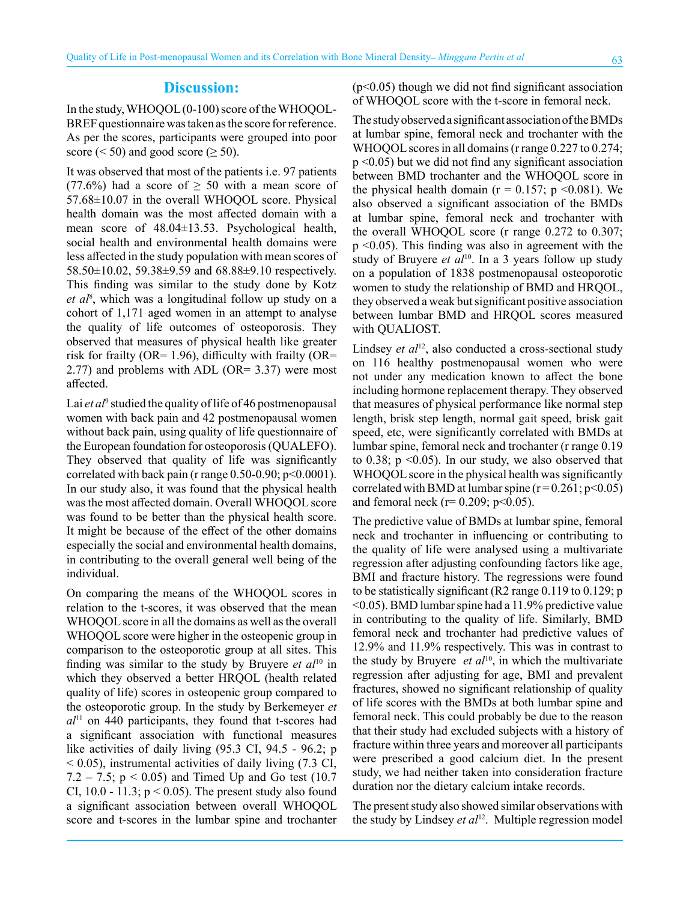## Discussion:

In the study, WHOQOL (0-100) score of the WHOQOL-BREF questionnaire was taken as the score for reference. As per the scores, participants were grouped into poor score (< 50) and good score (≥ 50).

It was observed that most of the patients i.e. 97 patients (77.6%) had a score of ≥ 50 with a mean score of 57.68±10.07 in the overall WHOQOL score. Physical health domain was the most affected domain with a mean score of 48.04±13.53. Psychological health, social health and environmental health domains were less affected in the study population with mean scores of 58.50±10.02, 59.38±9.59 and 68.88±9.10 respectively. This finding was similar to the study done by Kotz *et al*[8], which was a longitudinal follow up study on a cohort of 1,171 aged women in an attempt to analyse the quality of life outcomes of osteoporosis. They observed that measures of physical health like greater risk for frailty (OR= 1.96), difficulty with frailty (OR= 2.77) and problems with ADL (OR= 3.37) were most affected.

Lai *et al*[9] studied the quality of life of 46 postmenopausal women with back pain and 42 postmenopausal women without back pain, using quality of life questionnaire of the European foundation for osteoporosis (QUALEFO). They observed that quality of life was significantly correlated with back pain (r range 0.50-0.90; p<0.0001). In our study also, it was found that the physical health was the most affected domain. Overall WHOQOL score was found to be better than the physical health score. It might be because of the effect of the other domains especially the social and environmental health domains, in contributing to the overall general well being of the individual.

On comparing the means of the WHOQOL scores in relation to the t-scores, it was observed that the mean WHOQOL score in all the domains as well as the overall WHOQOL score were higher in the osteopenic group in comparison to the osteoporotic group at all sites. This finding was similar to the study by Bruyere *et al*[10] in which they observed a better HRQOL (health related quality of life) scores in osteopenic group compared to the osteoporotic group. In the study by Berkemeyer *et al*[11] on 440 participants, they found that t-scores had a significant association with functional measures like activities of daily living (95.3 CI, 94.5 - 96.2; p < 0.05), instrumental activities of daily living (7.3 CI, 7.2 – 7.5; p < 0.05) and Timed Up and Go test (10.7 CI, 10.0 - 11.3; p < 0.05). The present study also found a significant association between overall WHOQOL score and t-scores in the lumbar spine and trochanter (p<0.05) though we did not find significant association of WHOQOL score with the t-score in femoral neck.

The study observed a significant association of the BMDs at lumbar spine, femoral neck and trochanter with the WHOQOL scores in all domains (r range 0.227 to 0.274; p <0.05) but we did not find any significant association between BMD trochanter and the WHOQOL score in the physical health domain (r = 0.157; p <0.081). We also observed a significant association of the BMDs at lumbar spine, femoral neck and trochanter with the overall WHOQOL score (r range 0.272 to 0.307; p <0.05). This finding was also in agreement with the study of Bruyere *et al*[10]. In a 3 years follow up study on a population of 1838 postmenopausal osteoporotic women to study the relationship of BMD and HRQOL, they observed a weak but significant positive association between lumbar BMD and HRQOL scores measured with QUALIOST.

Lindsey *et al*[12], also conducted a cross-sectional study on 116 healthy postmenopausal women who were not under any medication known to affect the bone including hormone replacement therapy. They observed that measures of physical performance like normal step length, brisk step length, normal gait speed, brisk gait speed, etc, were significantly correlated with BMDs at lumbar spine, femoral neck and trochanter (r range 0.19 to 0.38; p <0.05). In our study, we also observed that WHOQOL score in the physical health was significantly correlated with BMD at lumbar spine (r = 0.261; p<0.05) and femoral neck (r= 0.209; p<0.05).

The predictive value of BMDs at lumbar spine, femoral neck and trochanter in influencing or contributing to the quality of life were analysed using a multivariate regression after adjusting confounding factors like age, BMI and fracture history. The regressions were found to be statistically significant (R2 range 0.119 to 0.129; p <0.05). BMD lumbar spine had a 11.9% predictive value in contributing to the quality of life. Similarly, BMD femoral neck and trochanter had predictive values of 12.9% and 11.9% respectively. This was in contrast to the study by Bruyere *et al*[10], in which the multivariate regression after adjusting for age, BMI and prevalent fractures, showed no significant relationship of quality of life scores with the BMDs at both lumbar spine and femoral neck. This could probably be due to the reason that their study had excluded subjects with a history of fracture within three years and moreover all participants were prescribed a good calcium diet. In the present study, we had neither taken into consideration fracture duration nor the dietary calcium intake records.

The present study also showed similar observations with the study by Lindsey *et al*[12]. Multiple regression model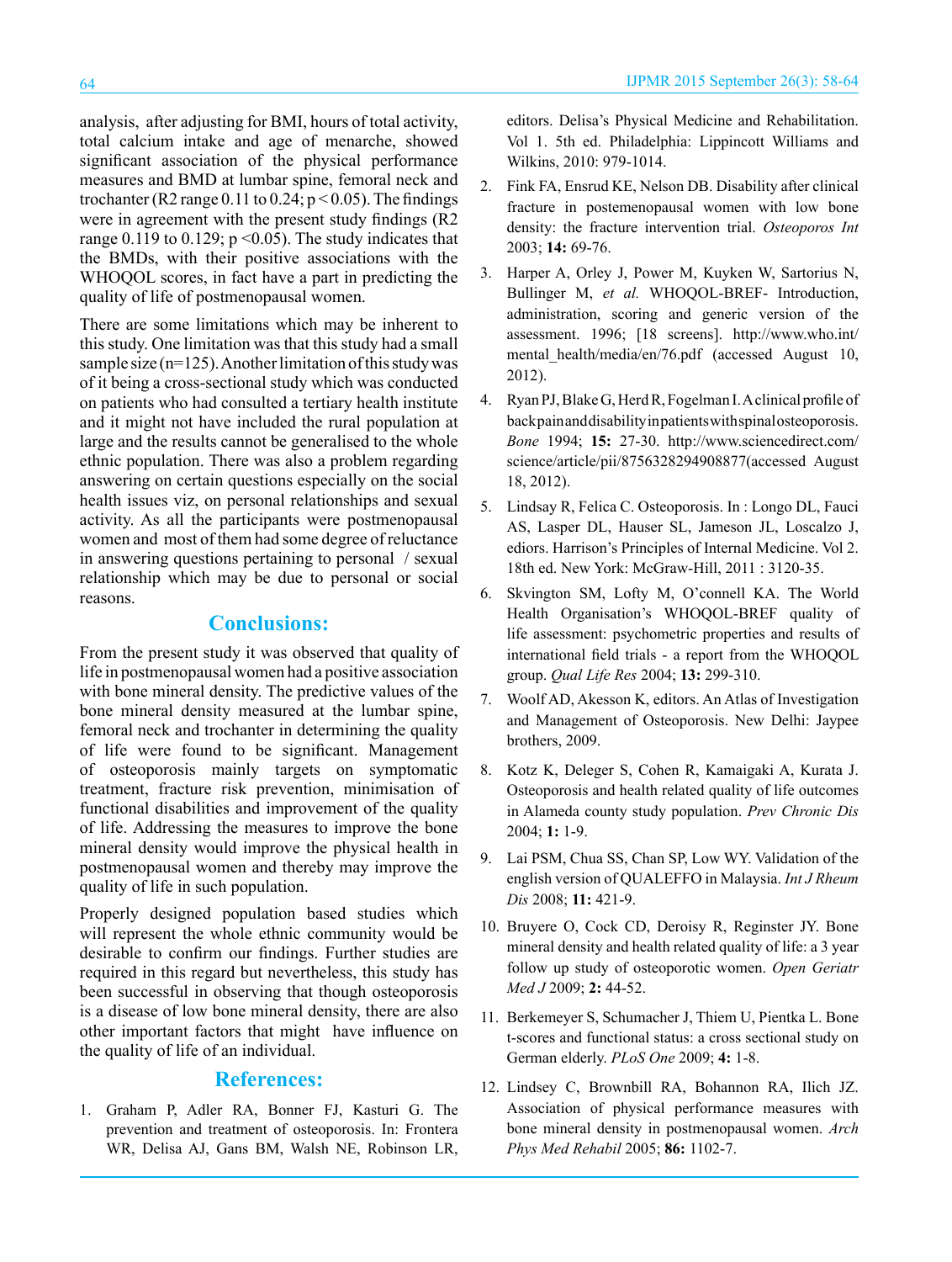analysis, after adjusting for BMI, hours of total activity, total calcium intake and age of menarche, showed significant association of the physical performance measures and BMD at lumbar spine, femoral neck and trochanter ($R^2$ range 0.11 to 0.24; $p < 0.05$). The findings were in agreement with the present study findings ($R^2$ range 0.119 to 0.129; $p < 0.05$). The study indicates that the BMDs, with their positive associations with the WHOQOL scores, in fact have a part in predicting the quality of life of postmenopausal women.

There are some limitations which may be inherent to this study. One limitation was that this study had a small sample size (n=125). Another limitation of this study was of it being a cross-sectional study which was conducted on patients who had consulted a tertiary health institute and it might not have included the rural population at large and the results cannot be generalised to the whole ethnic population. There was also a problem regarding answering on certain questions especially on the social health issues viz, on personal relationships and sexual activity. As all the participants were postmenopausal women and most of them had some degree of reluctance in answering questions pertaining to personal / sexual relationship which may be due to personal or social reasons.

## Conclusions:

From the present study it was observed that quality of life in postmenopausal women had a positive association with bone mineral density. The predictive values of the bone mineral density measured at the lumbar spine, femoral neck and trochanter in determining the quality of life were found to be significant. Management of osteoporosis mainly targets on symptomatic treatment, fracture risk prevention, minimisation of functional disabilities and improvement of the quality of life. Addressing the measures to improve the bone mineral density would improve the physical health in postmenopausal women and thereby may improve the quality of life in such population.

Properly designed population based studies which will represent the whole ethnic community would be desirable to confirm our findings. Further studies are required in this regard but nevertheless, this study has been successful in observing that though osteoporosis is a disease of low bone mineral density, there are also other important factors that might have influence on the quality of life of an individual.

## References:

1. Graham P, Adler RA, Bonner FJ, Kasturi G. The prevention and treatment of osteoporosis. In: Frontera WR, Delisa AJ, Gans BM, Walsh NE, Robinson LR, editors. Delisa's Physical Medicine and Rehabilitation. Vol 1. 5th ed. Philadelphia: Lippincott Williams and Wilkins, 2010: 979-1014.
2. Fink FA, Ensrud KE, Nelson DB. Disability after clinical fracture in postemenopausal women with low bone density: the fracture intervention trial. *Osteoporos Int* 2003; **14:** 69-76.
3. Harper A, Orley J, Power M, Kuyken W, Sartorius N, Bullinger M, *et al.* WHOQOL-BREF- Introduction, administration, scoring and generic version of the assessment. 1996; [18 screens]. http://www.who.int/mental_health/media/en/76.pdf (accessed August 10, 2012).
4. Ryan PJ, Blake G, Herd R, Fogelman I. A clinical profile of back pain and disability in patients with spinal osteoporosis. *Bone* 1994; **15:** 27-30. http://www.sciencedirect.com/science/article/pii/8756328294908877(accessed August 18, 2012).
5. Lindsay R, Felica C. Osteoporosis. In : Longo DL, Fauci AS, Lasper DL, Hauser SL, Jameson JL, Loscalzo J, ediors. Harrison's Principles of Internal Medicine. Vol 2. 18th ed. New York: McGraw-Hill, 2011 : 3120-35.
6. Skvington SM, Lofty M, O'connell KA. The World Health Organisation's WHOQOL-BREF quality of life assessment: psychometric properties and results of international field trials - a report from the WHOQOL group. *Qual Life Res* 2004; **13:** 299-310.
7. Woolf AD, Akesson K, editors. An Atlas of Investigation and Management of Osteoporosis. New Delhi: Jaypee brothers, 2009.
8. Kotz K, Deleger S, Cohen R, Kamaigaki A, Kurata J. Osteoporosis and health related quality of life outcomes in Alameda county study population. *Prev Chronic Dis* 2004; **1:** 1-9.
9. Lai PSM, Chua SS, Chan SP, Low WY. Validation of the english version of QUALEFFO in Malaysia. *Int J Rheum Dis* 2008; **11:** 421-9.
10. Bruyere O, Cock CD, Deroisy R, Reginster JY. Bone mineral density and health related quality of life: a 3 year follow up study of osteoporotic women. *Open Geriatr Med J* 2009; **2:** 44-52.
11. Berkemeyer S, Schumacher J, Thiem U, Pientka L. Bone t-scores and functional status: a cross sectional study on German elderly. *PLoS One* 2009; **4:** 1-8.
12. Lindsey C, Brownbill RA, Bohannon RA, Ilich JZ. Association of physical performance measures with bone mineral density in postmenopausal women. *Arch Phys Med Rehabil* 2005; **86:** 1102-7.